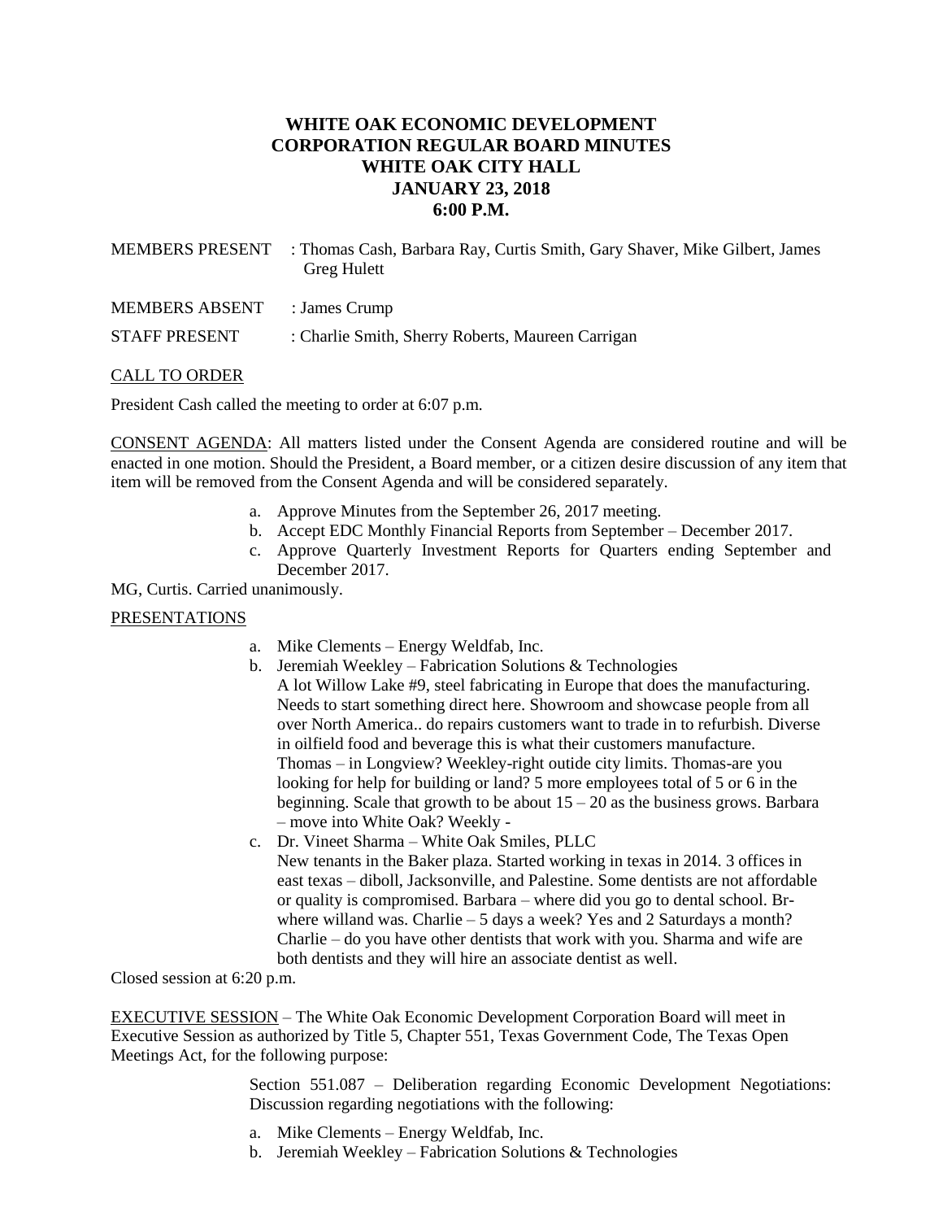# WHITE OAK ECONOMIC DEVELOPMENT CORPORATION REGULAR BOARD MINUTES WHITE OAK CITY HALL JANUARY 23, 2018 6:00 P.M.

MEMBERS PRESENT : Thomas Cash, Barbara Ray, Curtis Smith, Gary Shaver, Mike Gilbert, James Greg Hulett

MEMBERS ABSENT : James Crump

STAFF PRESENT : Charlie Smith, Sherry Roberts, Maureen Carrigan

CALL TO ORDER

President Cash called the meeting to order at 6:07 p.m.

CONSENT AGENDA: All matters listed under the Consent Agenda are considered routine and will be enacted in one motion. Should the President, a Board member, or a citizen desire discussion of any item that item will be removed from the Consent Agenda and will be considered separately.

a. Approve Minutes from the September 26, 2017 meeting.
b. Accept EDC Monthly Financial Reports from September – December 2017.
c. Approve Quarterly Investment Reports for Quarters ending September and December 2017.

MG, Curtis. Carried unanimously.

PRESENTATIONS

a. Mike Clements – Energy Weldfab, Inc.
b. Jeremiah Weekley – Fabrication Solutions & Technologies
   A lot Willow Lake #9, steel fabricating in Europe that does the manufacturing. Needs to start something direct here. Showroom and showcase people from all over North America.. do repairs customers want to trade in to refurbish. Diverse in oilfield food and beverage this is what their customers manufacture. Thomas – in Longview? Weekley-right outide city limits. Thomas-are you looking for help for building or land? 5 more employees total of 5 or 6 in the beginning. Scale that growth to be about 15 – 20 as the business grows. Barbara – move into White Oak? Weekly -
c. Dr. Vineet Sharma – White Oak Smiles, PLLC
   New tenants in the Baker plaza. Started working in texas in 2014. 3 offices in east texas – diboll, Jacksonville, and Palestine. Some dentists are not affordable or quality is compromised. Barbara – where did you go to dental school. Br- where willand was. Charlie – 5 days a week? Yes and 2 Saturdays a month? Charlie – do you have other dentists that work with you. Sharma and wife are both dentists and they will hire an associate dentist as well.

Closed session at 6:20 p.m.

EXECUTIVE SESSION – The White Oak Economic Development Corporation Board will meet in Executive Session as authorized by Title 5, Chapter 551, Texas Government Code, The Texas Open Meetings Act, for the following purpose:

Section 551.087 – Deliberation regarding Economic Development Negotiations: Discussion regarding negotiations with the following:

a. Mike Clements – Energy Weldfab, Inc.
b. Jeremiah Weekley – Fabrication Solutions & Technologies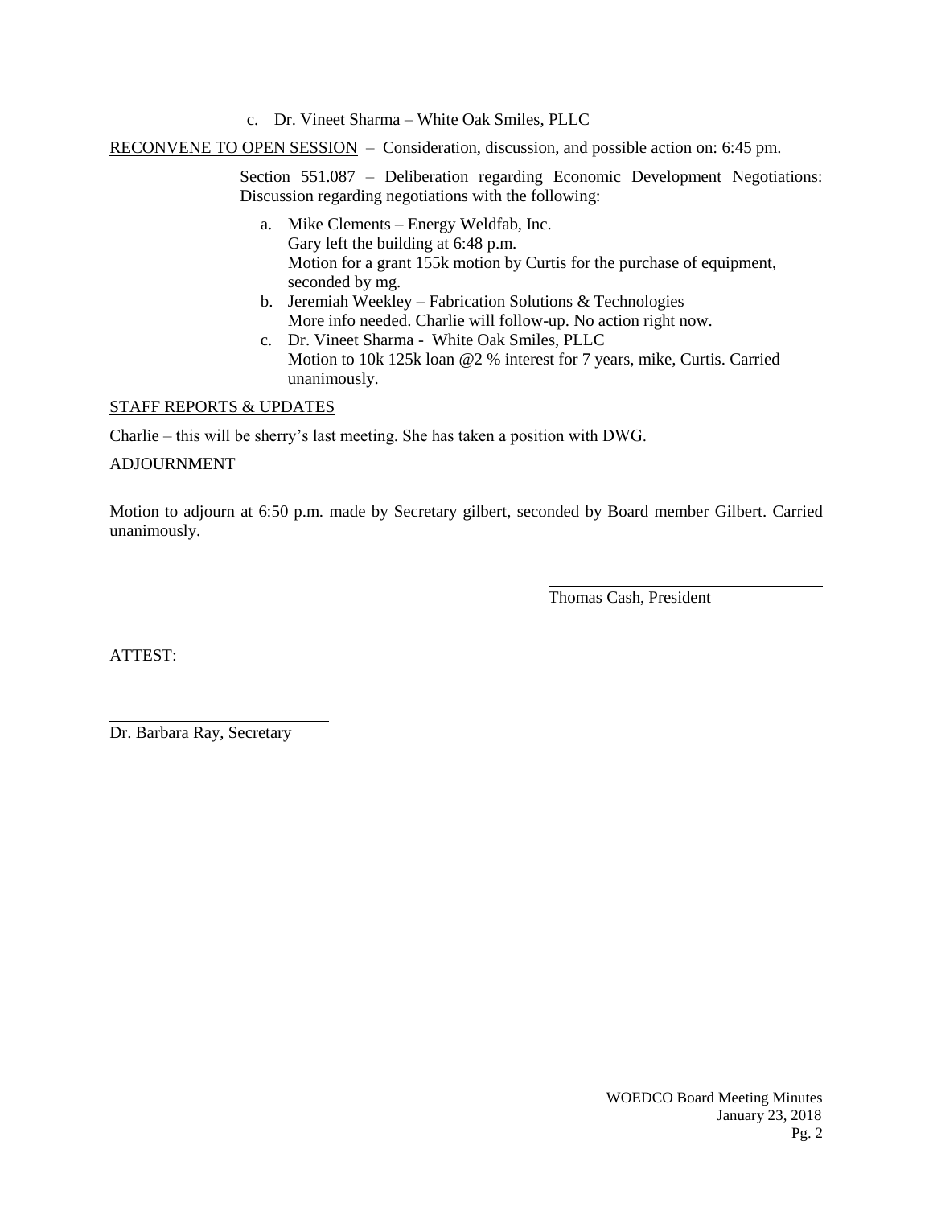c. Dr. Vineet Sharma – White Oak Smiles, PLLC

<u>RECONVENE TO OPEN SESSION</u> – Consideration, discussion, and possible action on: 6:45 pm.

Section 551.087 – Deliberation regarding Economic Development Negotiations: Discussion regarding negotiations with the following:

a. Mike Clements – Energy Weldfab, Inc.
   Gary left the building at 6:48 p.m.
   Motion for a grant 155k motion by Curtis for the purchase of equipment, seconded by mg.
b. Jeremiah Weekley – Fabrication Solutions & Technologies
   More info needed. Charlie will follow-up. No action right now.
c. Dr. Vineet Sharma - White Oak Smiles, PLLC
   Motion to 10k 125k loan @2 % interest for 7 years, mike, Curtis. Carried unanimously.

<u>STAFF REPORTS & UPDATES</u>

Charlie – this will be sherry's last meeting. She has taken a position with DWG.

<u>ADJOURNMENT</u>

Motion to adjourn at 6:50 p.m. made by Secretary gilbert, seconded by Board member Gilbert. Carried unanimously.

Thomas Cash, President

ATTEST:

Dr. Barbara Ray, Secretary